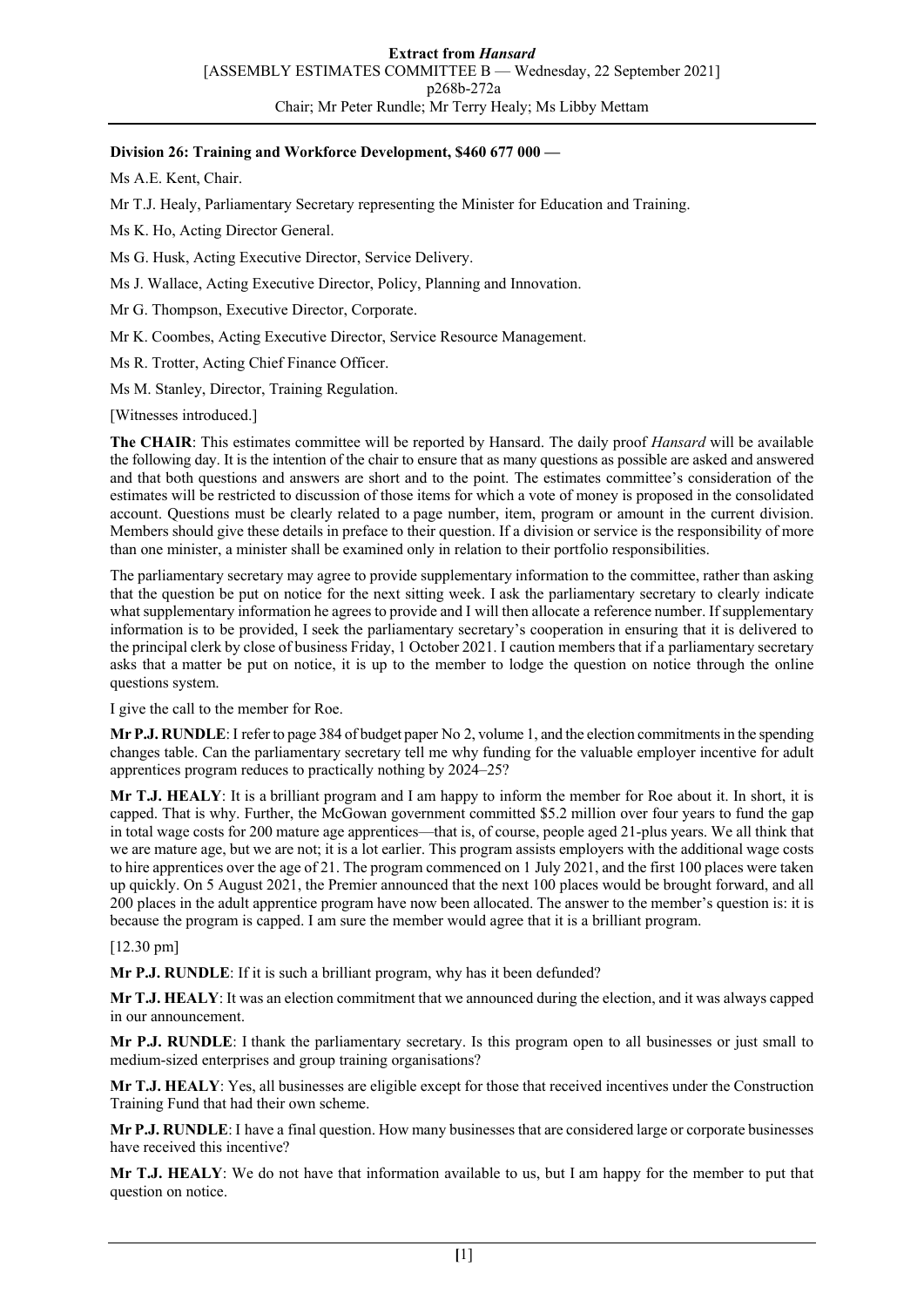**Extract from *Hansard***
[ASSEMBLY ESTIMATES COMMITTEE B — Wednesday, 22 September 2021]
p268b-272a
Chair; Mr Peter Rundle; Mr Terry Healy; Ms Libby Mettam

**Division 26: Training and Workforce Development, $460 677 000 —**

Ms A.E. Kent, Chair.

Mr T.J. Healy, Parliamentary Secretary representing the Minister for Education and Training.

Ms K. Ho, Acting Director General.

Ms G. Husk, Acting Executive Director, Service Delivery.

Ms J. Wallace, Acting Executive Director, Policy, Planning and Innovation.

Mr G. Thompson, Executive Director, Corporate.

Mr K. Coombes, Acting Executive Director, Service Resource Management.

Ms R. Trotter, Acting Chief Finance Officer.

Ms M. Stanley, Director, Training Regulation.

[Witnesses introduced.]

**The CHAIR**: This estimates committee will be reported by Hansard. The daily proof *Hansard* will be available the following day. It is the intention of the chair to ensure that as many questions as possible are asked and answered and that both questions and answers are short and to the point. The estimates committee's consideration of the estimates will be restricted to discussion of those items for which a vote of money is proposed in the consolidated account. Questions must be clearly related to a page number, item, program or amount in the current division. Members should give these details in preface to their question. If a division or service is the responsibility of more than one minister, a minister shall be examined only in relation to their portfolio responsibilities.

The parliamentary secretary may agree to provide supplementary information to the committee, rather than asking that the question be put on notice for the next sitting week. I ask the parliamentary secretary to clearly indicate what supplementary information he agrees to provide and I will then allocate a reference number. If supplementary information is to be provided, I seek the parliamentary secretary's cooperation in ensuring that it is delivered to the principal clerk by close of business Friday, 1 October 2021. I caution members that if a parliamentary secretary asks that a matter be put on notice, it is up to the member to lodge the question on notice through the online questions system.

I give the call to the member for Roe.

**Mr P.J. RUNDLE**: I refer to page 384 of budget paper No 2, volume 1, and the election commitments in the spending changes table. Can the parliamentary secretary tell me why funding for the valuable employer incentive for adult apprentices program reduces to practically nothing by 2024–25?

**Mr T.J. HEALY**: It is a brilliant program and I am happy to inform the member for Roe about it. In short, it is capped. That is why. Further, the McGowan government committed $5.2 million over four years to fund the gap in total wage costs for 200 mature age apprentices—that is, of course, people aged 21-plus years. We all think that we are mature age, but we are not; it is a lot earlier. This program assists employers with the additional wage costs to hire apprentices over the age of 21. The program commenced on 1 July 2021, and the first 100 places were taken up quickly. On 5 August 2021, the Premier announced that the next 100 places would be brought forward, and all 200 places in the adult apprentice program have now been allocated. The answer to the member's question is: it is because the program is capped. I am sure the member would agree that it is a brilliant program.

[12.30 pm]

**Mr P.J. RUNDLE**: If it is such a brilliant program, why has it been defunded?

**Mr T.J. HEALY**: It was an election commitment that we announced during the election, and it was always capped in our announcement.

**Mr P.J. RUNDLE**: I thank the parliamentary secretary. Is this program open to all businesses or just small to medium-sized enterprises and group training organisations?

**Mr T.J. HEALY**: Yes, all businesses are eligible except for those that received incentives under the Construction Training Fund that had their own scheme.

**Mr P.J. RUNDLE**: I have a final question. How many businesses that are considered large or corporate businesses have received this incentive?

**Mr T.J. HEALY**: We do not have that information available to us, but I am happy for the member to put that question on notice.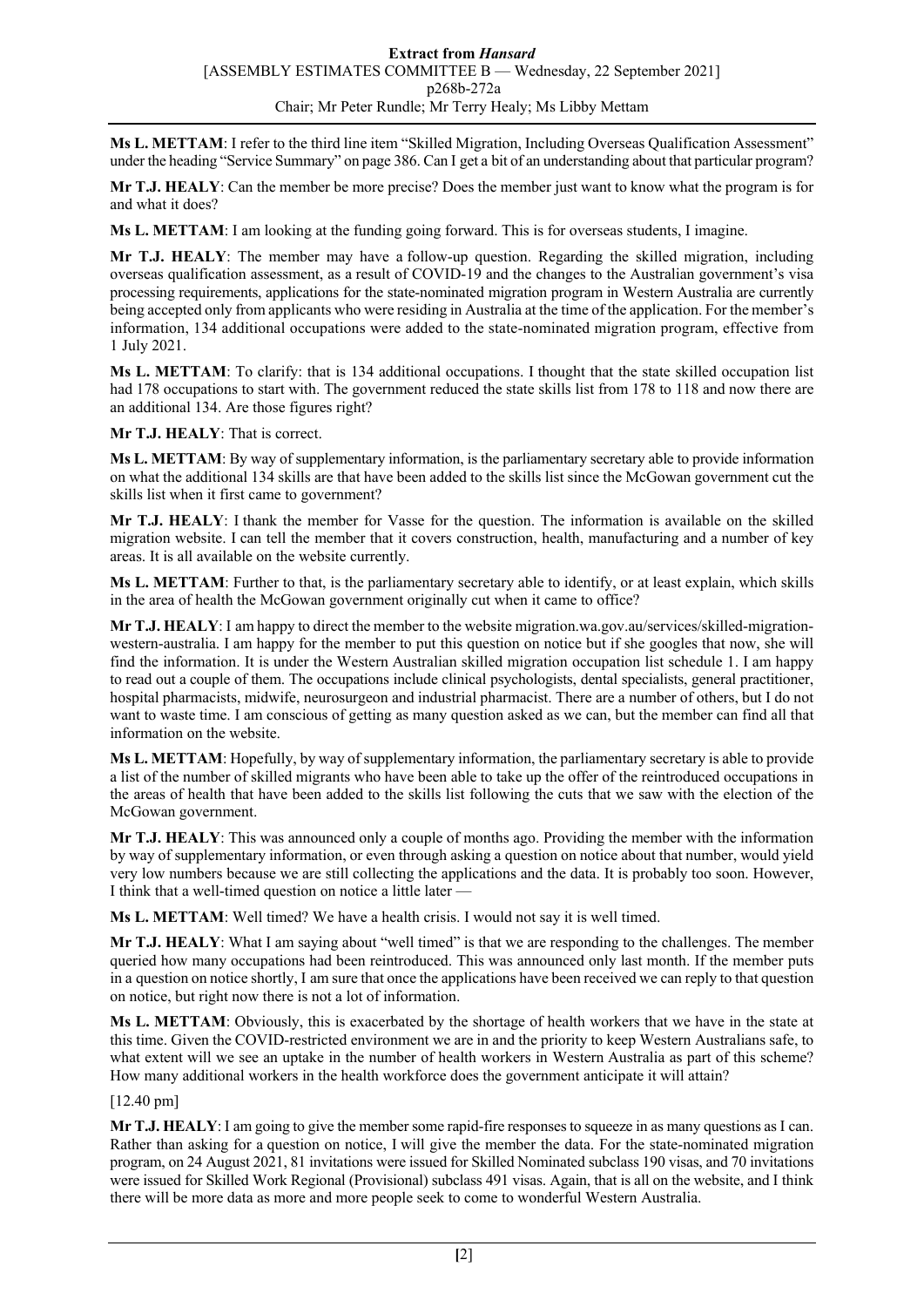**Ms L. METTAM**: I refer to the third line item "Skilled Migration, Including Overseas Qualification Assessment" under the heading "Service Summary" on page 386. Can I get a bit of an understanding about that particular program?

**Mr T.J. HEALY**: Can the member be more precise? Does the member just want to know what the program is for and what it does?

**Ms L. METTAM**: I am looking at the funding going forward. This is for overseas students, I imagine.

**Mr T.J. HEALY**: The member may have a follow-up question. Regarding the skilled migration, including overseas qualification assessment, as a result of COVID-19 and the changes to the Australian government's visa processing requirements, applications for the state-nominated migration program in Western Australia are currently being accepted only from applicants who were residing in Australia at the time of the application. For the member's information, 134 additional occupations were added to the state-nominated migration program, effective from 1 July 2021.

**Ms L. METTAM**: To clarify: that is 134 additional occupations. I thought that the state skilled occupation list had 178 occupations to start with. The government reduced the state skills list from 178 to 118 and now there are an additional 134. Are those figures right?

**Mr T.J. HEALY**: That is correct.

**Ms L. METTAM**: By way of supplementary information, is the parliamentary secretary able to provide information on what the additional 134 skills are that have been added to the skills list since the McGowan government cut the skills list when it first came to government?

**Mr T.J. HEALY**: I thank the member for Vasse for the question. The information is available on the skilled migration website. I can tell the member that it covers construction, health, manufacturing and a number of key areas. It is all available on the website currently.

**Ms L. METTAM**: Further to that, is the parliamentary secretary able to identify, or at least explain, which skills in the area of health the McGowan government originally cut when it came to office?

**Mr T.J. HEALY**: I am happy to direct the member to the website migration.wa.gov.au/services/skilled-migration-western-australia. I am happy for the member to put this question on notice but if she googles that now, she will find the information. It is under the Western Australian skilled migration occupation list schedule 1. I am happy to read out a couple of them. The occupations include clinical psychologists, dental specialists, general practitioner, hospital pharmacists, midwife, neurosurgeon and industrial pharmacist. There are a number of others, but I do not want to waste time. I am conscious of getting as many question asked as we can, but the member can find all that information on the website.

**Ms L. METTAM**: Hopefully, by way of supplementary information, the parliamentary secretary is able to provide a list of the number of skilled migrants who have been able to take up the offer of the reintroduced occupations in the areas of health that have been added to the skills list following the cuts that we saw with the election of the McGowan government.

**Mr T.J. HEALY**: This was announced only a couple of months ago. Providing the member with the information by way of supplementary information, or even through asking a question on notice about that number, would yield very low numbers because we are still collecting the applications and the data. It is probably too soon. However, I think that a well-timed question on notice a little later —

**Ms L. METTAM**: Well timed? We have a health crisis. I would not say it is well timed.

**Mr T.J. HEALY**: What I am saying about "well timed" is that we are responding to the challenges. The member queried how many occupations had been reintroduced. This was announced only last month. If the member puts in a question on notice shortly, I am sure that once the applications have been received we can reply to that question on notice, but right now there is not a lot of information.

**Ms L. METTAM**: Obviously, this is exacerbated by the shortage of health workers that we have in the state at this time. Given the COVID-restricted environment we are in and the priority to keep Western Australians safe, to what extent will we see an uptake in the number of health workers in Western Australia as part of this scheme? How many additional workers in the health workforce does the government anticipate it will attain?

[12.40 pm]

**Mr T.J. HEALY**: I am going to give the member some rapid-fire responses to squeeze in as many questions as I can. Rather than asking for a question on notice, I will give the member the data. For the state-nominated migration program, on 24 August 2021, 81 invitations were issued for Skilled Nominated subclass 190 visas, and 70 invitations were issued for Skilled Work Regional (Provisional) subclass 491 visas. Again, that is all on the website, and I think there will be more data as more and more people seek to come to wonderful Western Australia.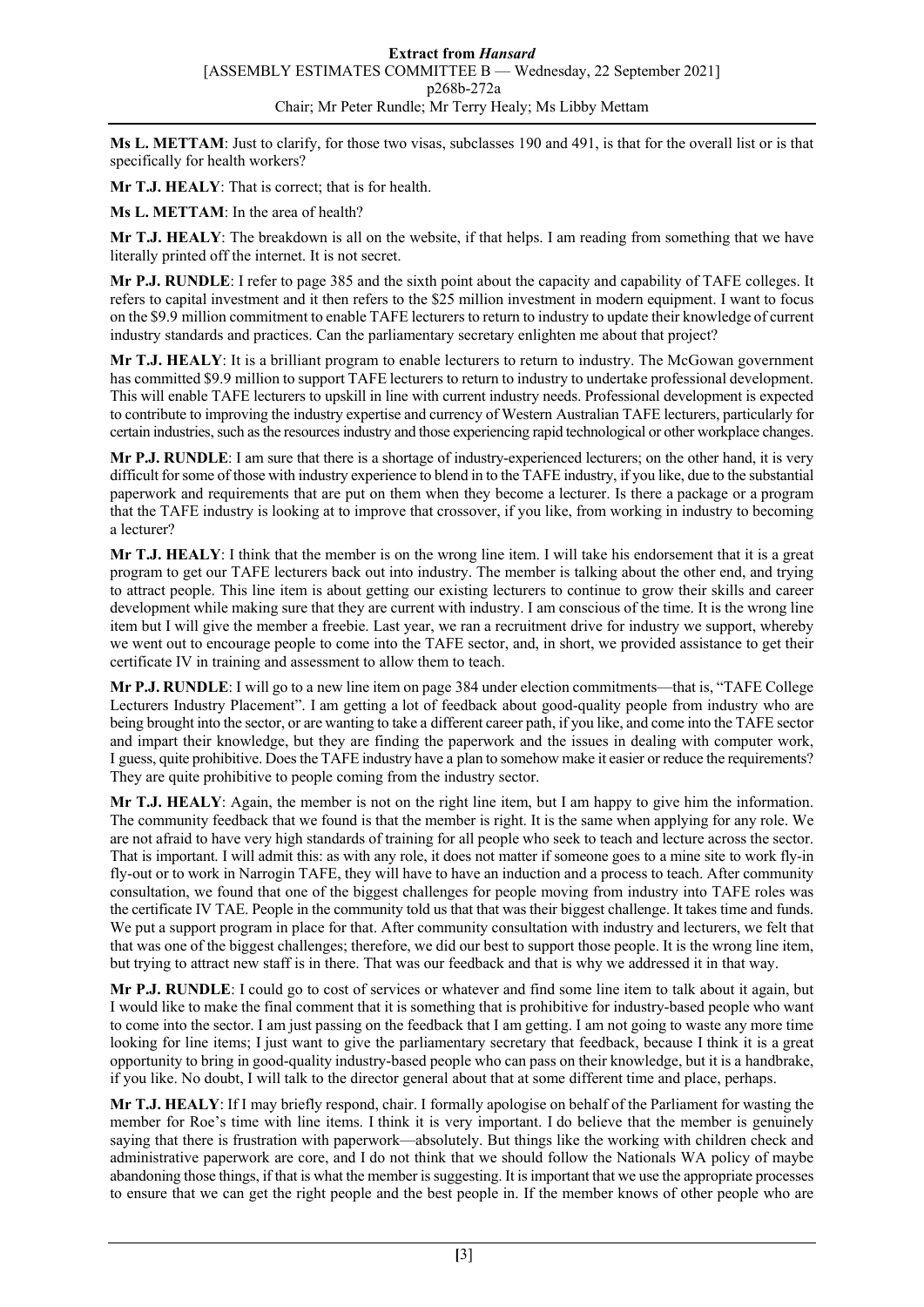**Ms L. METTAM**: Just to clarify, for those two visas, subclasses 190 and 491, is that for the overall list or is that specifically for health workers?

**Mr T.J. HEALY**: That is correct; that is for health.

**Ms L. METTAM**: In the area of health?

**Mr T.J. HEALY**: The breakdown is all on the website, if that helps. I am reading from something that we have literally printed off the internet. It is not secret.

**Mr P.J. RUNDLE**: I refer to page 385 and the sixth point about the capacity and capability of TAFE colleges. It refers to capital investment and it then refers to the $25 million investment in modern equipment. I want to focus on the $9.9 million commitment to enable TAFE lecturers to return to industry to update their knowledge of current industry standards and practices. Can the parliamentary secretary enlighten me about that project?

**Mr T.J. HEALY**: It is a brilliant program to enable lecturers to return to industry. The McGowan government has committed $9.9 million to support TAFE lecturers to return to industry to undertake professional development. This will enable TAFE lecturers to upskill in line with current industry needs. Professional development is expected to contribute to improving the industry expertise and currency of Western Australian TAFE lecturers, particularly for certain industries, such as the resources industry and those experiencing rapid technological or other workplace changes.

**Mr P.J. RUNDLE**: I am sure that there is a shortage of industry-experienced lecturers; on the other hand, it is very difficult for some of those with industry experience to blend in to the TAFE industry, if you like, due to the substantial paperwork and requirements that are put on them when they become a lecturer. Is there a package or a program that the TAFE industry is looking at to improve that crossover, if you like, from working in industry to becoming a lecturer?

**Mr T.J. HEALY**: I think that the member is on the wrong line item. I will take his endorsement that it is a great program to get our TAFE lecturers back out into industry. The member is talking about the other end, and trying to attract people. This line item is about getting our existing lecturers to continue to grow their skills and career development while making sure that they are current with industry. I am conscious of the time. It is the wrong line item but I will give the member a freebie. Last year, we ran a recruitment drive for industry we support, whereby we went out to encourage people to come into the TAFE sector, and, in short, we provided assistance to get their certificate IV in training and assessment to allow them to teach.

**Mr P.J. RUNDLE**: I will go to a new line item on page 384 under election commitments—that is, "TAFE College Lecturers Industry Placement". I am getting a lot of feedback about good-quality people from industry who are being brought into the sector, or are wanting to take a different career path, if you like, and come into the TAFE sector and impart their knowledge, but they are finding the paperwork and the issues in dealing with computer work, I guess, quite prohibitive. Does the TAFE industry have a plan to somehow make it easier or reduce the requirements? They are quite prohibitive to people coming from the industry sector.

**Mr T.J. HEALY**: Again, the member is not on the right line item, but I am happy to give him the information. The community feedback that we found is that the member is right. It is the same when applying for any role. We are not afraid to have very high standards of training for all people who seek to teach and lecture across the sector. That is important. I will admit this: as with any role, it does not matter if someone goes to a mine site to work fly-in fly-out or to work in Narrogin TAFE, they will have to have an induction and a process to teach. After community consultation, we found that one of the biggest challenges for people moving from industry into TAFE roles was the certificate IV TAE. People in the community told us that that was their biggest challenge. It takes time and funds. We put a support program in place for that. After community consultation with industry and lecturers, we felt that that was one of the biggest challenges; therefore, we did our best to support those people. It is the wrong line item, but trying to attract new staff is in there. That was our feedback and that is why we addressed it in that way.

**Mr P.J. RUNDLE**: I could go to cost of services or whatever and find some line item to talk about it again, but I would like to make the final comment that it is something that is prohibitive for industry-based people who want to come into the sector. I am just passing on the feedback that I am getting. I am not going to waste any more time looking for line items; I just want to give the parliamentary secretary that feedback, because I think it is a great opportunity to bring in good-quality industry-based people who can pass on their knowledge, but it is a handbrake, if you like. No doubt, I will talk to the director general about that at some different time and place, perhaps.

**Mr T.J. HEALY**: If I may briefly respond, chair. I formally apologise on behalf of the Parliament for wasting the member for Roe's time with line items. I think it is very important. I do believe that the member is genuinely saying that there is frustration with paperwork—absolutely. But things like the working with children check and administrative paperwork are core, and I do not think that we should follow the Nationals WA policy of maybe abandoning those things, if that is what the member is suggesting. It is important that we use the appropriate processes to ensure that we can get the right people and the best people in. If the member knows of other people who are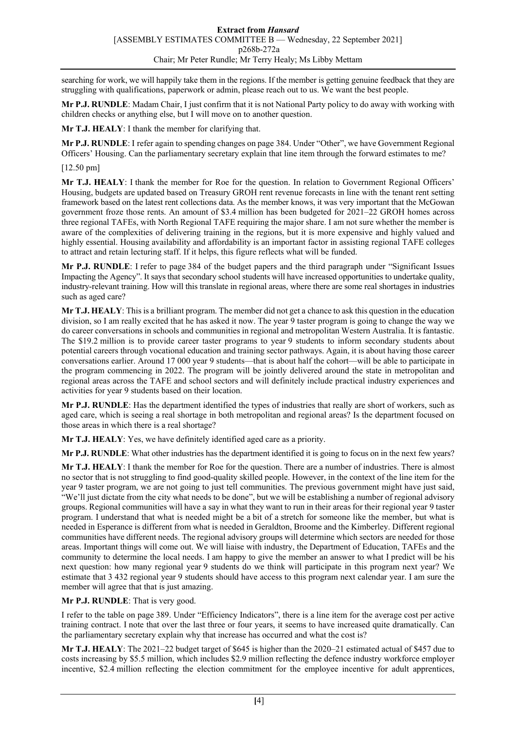searching for work, we will happily take them in the regions. If the member is getting genuine feedback that they are struggling with qualifications, paperwork or admin, please reach out to us. We want the best people.

**Mr P.J. RUNDLE**: Madam Chair, I just confirm that it is not National Party policy to do away with working with children checks or anything else, but I will move on to another question.

**Mr T.J. HEALY**: I thank the member for clarifying that.

**Mr P.J. RUNDLE**: I refer again to spending changes on page 384. Under "Other", we have Government Regional Officers' Housing. Can the parliamentary secretary explain that line item through the forward estimates to me?

[12.50 pm]

**Mr T.J. HEALY**: I thank the member for Roe for the question. In relation to Government Regional Officers' Housing, budgets are updated based on Treasury GROH rent revenue forecasts in line with the tenant rent setting framework based on the latest rent collections data. As the member knows, it was very important that the McGowan government froze those rents. An amount of $3.4 million has been budgeted for 2021–22 GROH homes across three regional TAFEs, with North Regional TAFE requiring the major share. I am not sure whether the member is aware of the complexities of delivering training in the regions, but it is more expensive and highly valued and highly essential. Housing availability and affordability is an important factor in assisting regional TAFE colleges to attract and retain lecturing staff. If it helps, this figure reflects what will be funded.

**Mr P.J. RUNDLE**: I refer to page 384 of the budget papers and the third paragraph under "Significant Issues Impacting the Agency". It says that secondary school students will have increased opportunities to undertake quality, industry-relevant training. How will this translate in regional areas, where there are some real shortages in industries such as aged care?

**Mr T.J. HEALY**: This is a brilliant program. The member did not get a chance to ask this question in the education division, so I am really excited that he has asked it now. The year 9 taster program is going to change the way we do career conversations in schools and communities in regional and metropolitan Western Australia. It is fantastic. The $19.2 million is to provide career taster programs to year 9 students to inform secondary students about potential careers through vocational education and training sector pathways. Again, it is about having those career conversations earlier. Around 17 000 year 9 students—that is about half the cohort—will be able to participate in the program commencing in 2022. The program will be jointly delivered around the state in metropolitan and regional areas across the TAFE and school sectors and will definitely include practical industry experiences and activities for year 9 students based on their location.

**Mr P.J. RUNDLE**: Has the department identified the types of industries that really are short of workers, such as aged care, which is seeing a real shortage in both metropolitan and regional areas? Is the department focused on those areas in which there is a real shortage?

**Mr T.J. HEALY**: Yes, we have definitely identified aged care as a priority.

**Mr P.J. RUNDLE**: What other industries has the department identified it is going to focus on in the next few years?

**Mr T.J. HEALY**: I thank the member for Roe for the question. There are a number of industries. There is almost no sector that is not struggling to find good-quality skilled people. However, in the context of the line item for the year 9 taster program, we are not going to just tell communities. The previous government might have just said, "We'll just dictate from the city what needs to be done", but we will be establishing a number of regional advisory groups. Regional communities will have a say in what they want to run in their areas for their regional year 9 taster program. I understand that what is needed might be a bit of a stretch for someone like the member, but what is needed in Esperance is different from what is needed in Geraldton, Broome and the Kimberley. Different regional communities have different needs. The regional advisory groups will determine which sectors are needed for those areas. Important things will come out. We will liaise with industry, the Department of Education, TAFEs and the community to determine the local needs. I am happy to give the member an answer to what I predict will be his next question: how many regional year 9 students do we think will participate in this program next year? We estimate that 3 432 regional year 9 students should have access to this program next calendar year. I am sure the member will agree that that is just amazing.

**Mr P.J. RUNDLE**: That is very good.

I refer to the table on page 389. Under "Efficiency Indicators", there is a line item for the average cost per active training contract. I note that over the last three or four years, it seems to have increased quite dramatically. Can the parliamentary secretary explain why that increase has occurred and what the cost is?

**Mr T.J. HEALY**: The 2021–22 budget target of $645 is higher than the 2020–21 estimated actual of $457 due to costs increasing by $5.5 million, which includes $2.9 million reflecting the defence industry workforce employer incentive, $2.4 million reflecting the election commitment for the employee incentive for adult apprentices,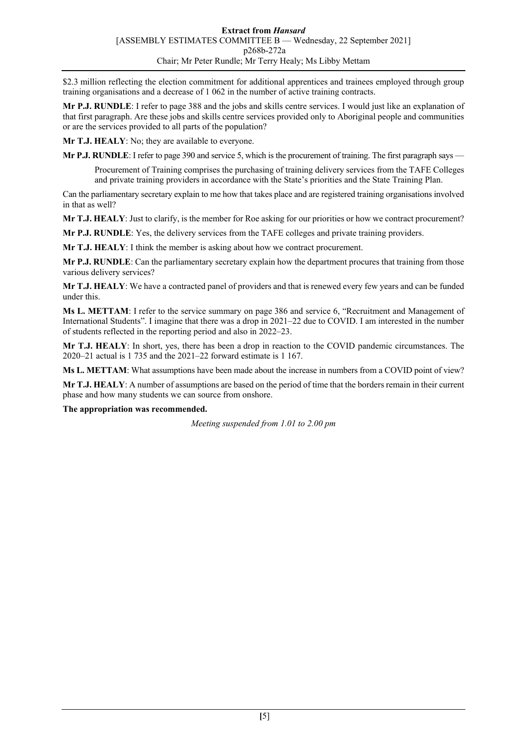$2.3 million reflecting the election commitment for additional apprentices and trainees employed through group training organisations and a decrease of 1 062 in the number of active training contracts.

**Mr P.J. RUNDLE**: I refer to page 388 and the jobs and skills centre services. I would just like an explanation of that first paragraph. Are these jobs and skills centre services provided only to Aboriginal people and communities or are the services provided to all parts of the population?

**Mr T.J. HEALY**: No; they are available to everyone.

**Mr P.J. RUNDLE**: I refer to page 390 and service 5, which is the procurement of training. The first paragraph says —

> Procurement of Training comprises the purchasing of training delivery services from the TAFE Colleges and private training providers in accordance with the State's priorities and the State Training Plan.

Can the parliamentary secretary explain to me how that takes place and are registered training organisations involved in that as well?

**Mr T.J. HEALY**: Just to clarify, is the member for Roe asking for our priorities or how we contract procurement?

**Mr P.J. RUNDLE**: Yes, the delivery services from the TAFE colleges and private training providers.

**Mr T.J. HEALY**: I think the member is asking about how we contract procurement.

**Mr P.J. RUNDLE**: Can the parliamentary secretary explain how the department procures that training from those various delivery services?

**Mr T.J. HEALY**: We have a contracted panel of providers and that is renewed every few years and can be funded under this.

**Ms L. METTAM**: I refer to the service summary on page 386 and service 6, "Recruitment and Management of International Students". I imagine that there was a drop in 2021–22 due to COVID. I am interested in the number of students reflected in the reporting period and also in 2022–23.

**Mr T.J. HEALY**: In short, yes, there has been a drop in reaction to the COVID pandemic circumstances. The 2020–21 actual is 1 735 and the 2021–22 forward estimate is 1 167.

**Ms L. METTAM**: What assumptions have been made about the increase in numbers from a COVID point of view?

**Mr T.J. HEALY**: A number of assumptions are based on the period of time that the borders remain in their current phase and how many students we can source from onshore.

**The appropriation was recommended.**

*Meeting suspended from 1.01 to 2.00 pm*